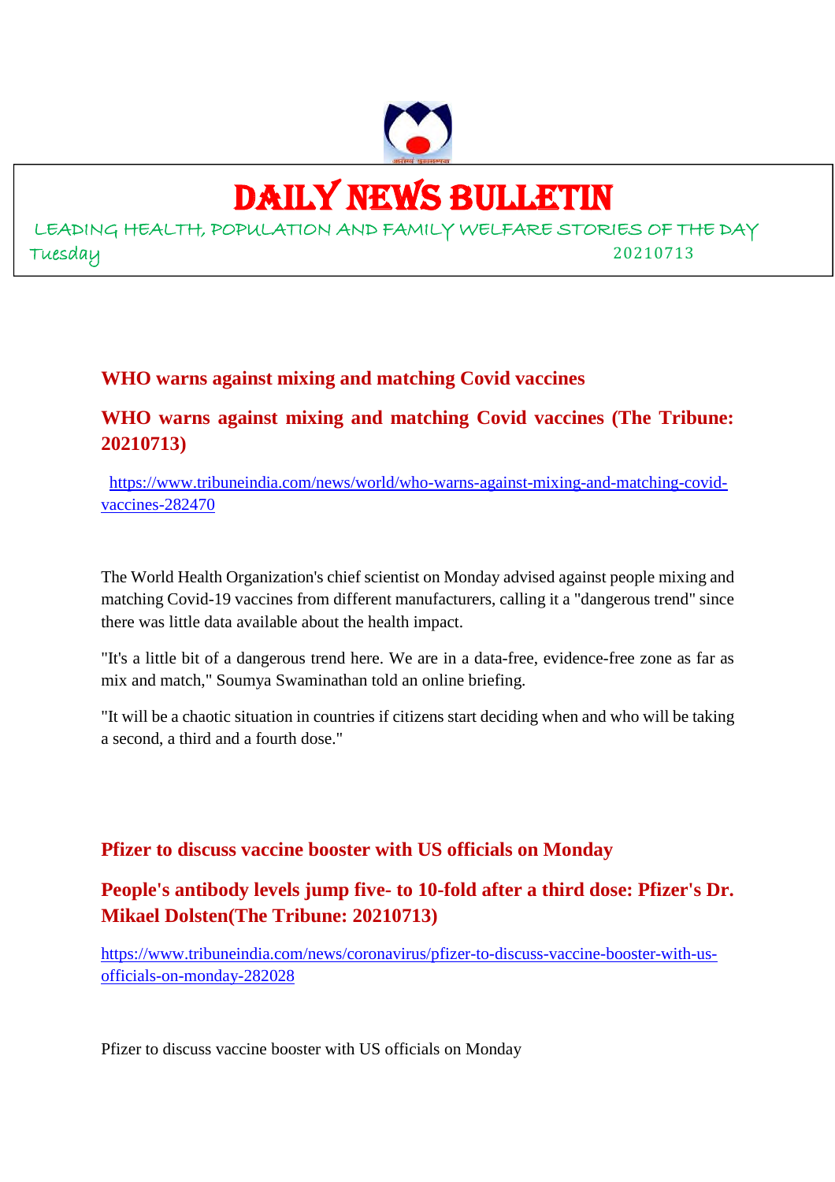# DAILY NEWS BULLETIN

LEADING HEALTH, POPULATION AND FAMILY WELFARE STORIES OF THE DAY

Tuesday 20210713

## WHO warns against mixing and matching Covid vaccines

## WHO warns against mixing and matching Covid vaccines (The Tribune: 20210713)

https://www.tribuneindia.com/news/world/who-warns-against-mixing-and-matching-covid-vaccines-282470

The World Health Organization's chief scientist on Monday advised against people mixing and matching Covid-19 vaccines from different manufacturers, calling it a "dangerous trend" since there was little data available about the health impact.

"It's a little bit of a dangerous trend here. We are in a data-free, evidence-free zone as far as mix and match," Soumya Swaminathan told an online briefing.

"It will be a chaotic situation in countries if citizens start deciding when and who will be taking a second, a third and a fourth dose."

## Pfizer to discuss vaccine booster with US officials on Monday

## People's antibody levels jump five- to 10-fold after a third dose: Pfizer's Dr. Mikael Dolsten(The Tribune: 20210713)

https://www.tribuneindia.com/news/coronavirus/pfizer-to-discuss-vaccine-booster-with-us-officials-on-monday-282028

Pfizer to discuss vaccine booster with US officials on Monday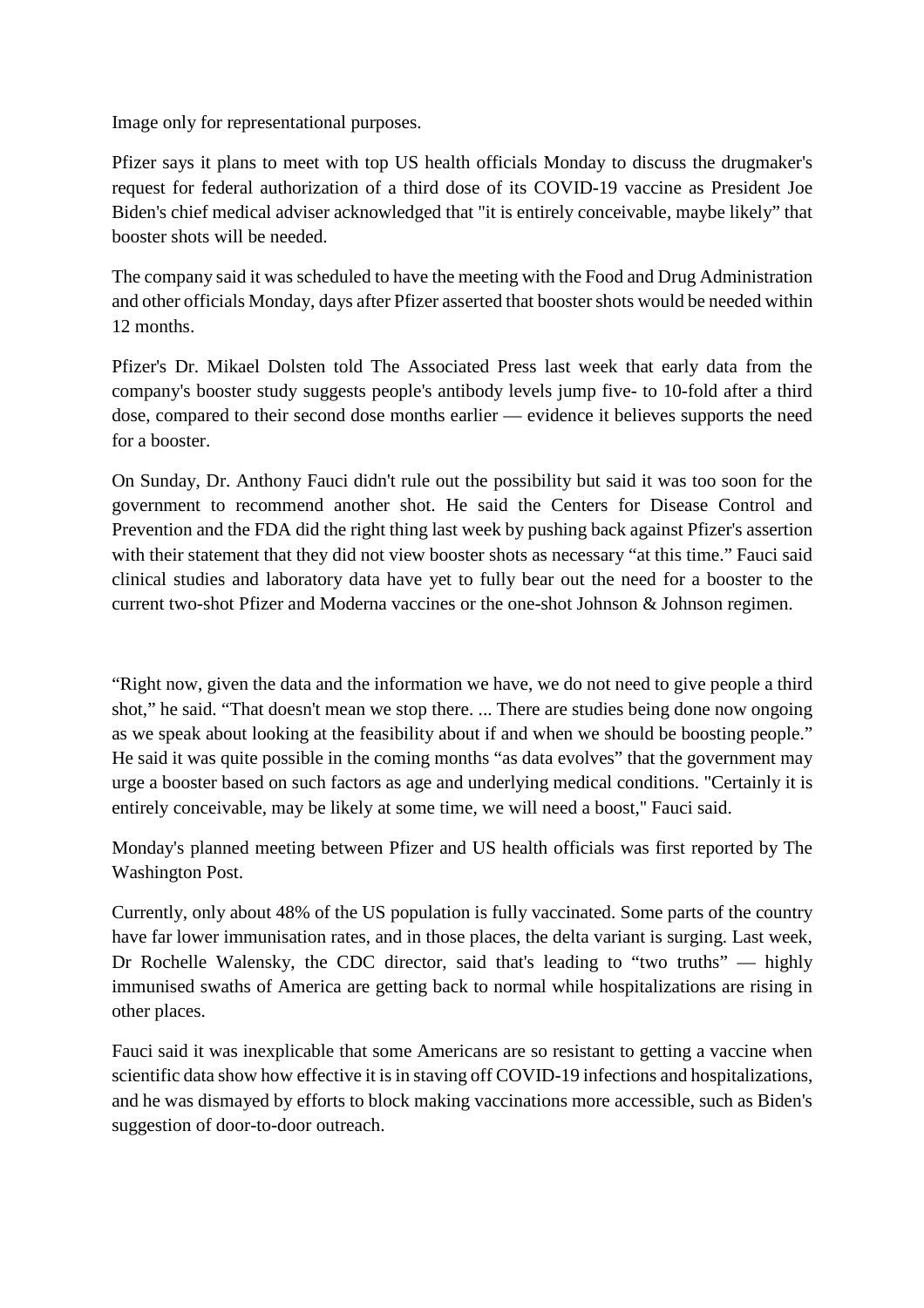Image only for representational purposes.

Pfizer says it plans to meet with top US health officials Monday to discuss the drugmaker's request for federal authorization of a third dose of its COVID-19 vaccine as President Joe Biden's chief medical adviser acknowledged that "it is entirely conceivable, maybe likely" that booster shots will be needed.

The company said it was scheduled to have the meeting with the Food and Drug Administration and other officials Monday, days after Pfizer asserted that booster shots would be needed within 12 months.

Pfizer's Dr. Mikael Dolsten told The Associated Press last week that early data from the company's booster study suggests people's antibody levels jump five- to 10-fold after a third dose, compared to their second dose months earlier — evidence it believes supports the need for a booster.

On Sunday, Dr. Anthony Fauci didn't rule out the possibility but said it was too soon for the government to recommend another shot. He said the Centers for Disease Control and Prevention and the FDA did the right thing last week by pushing back against Pfizer's assertion with their statement that they did not view booster shots as necessary "at this time." Fauci said clinical studies and laboratory data have yet to fully bear out the need for a booster to the current two-shot Pfizer and Moderna vaccines or the one-shot Johnson & Johnson regimen.

"Right now, given the data and the information we have, we do not need to give people a third shot," he said. "That doesn't mean we stop there. ... There are studies being done now ongoing as we speak about looking at the feasibility about if and when we should be boosting people." He said it was quite possible in the coming months "as data evolves" that the government may urge a booster based on such factors as age and underlying medical conditions. "Certainly it is entirely conceivable, may be likely at some time, we will need a boost," Fauci said.

Monday's planned meeting between Pfizer and US health officials was first reported by The Washington Post.

Currently, only about 48% of the US population is fully vaccinated. Some parts of the country have far lower immunisation rates, and in those places, the delta variant is surging. Last week, Dr Rochelle Walensky, the CDC director, said that's leading to "two truths" — highly immunised swaths of America are getting back to normal while hospitalizations are rising in other places.

Fauci said it was inexplicable that some Americans are so resistant to getting a vaccine when scientific data show how effective it is in staving off COVID-19 infections and hospitalizations, and he was dismayed by efforts to block making vaccinations more accessible, such as Biden's suggestion of door-to-door outreach.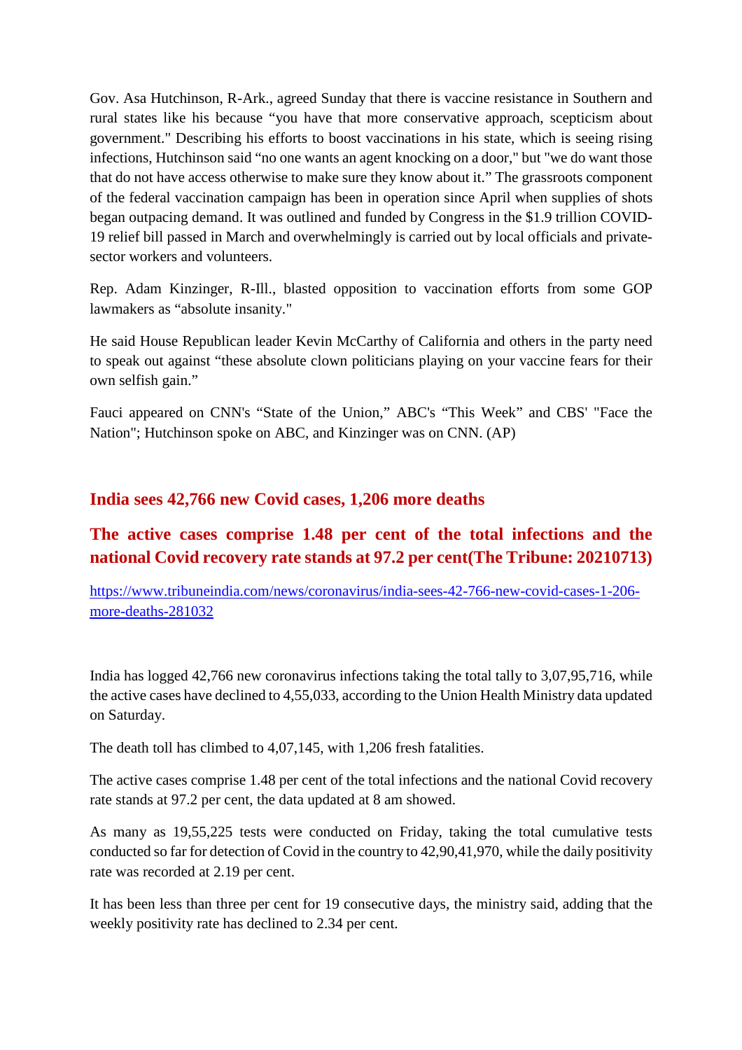Gov. Asa Hutchinson, R-Ark., agreed Sunday that there is vaccine resistance in Southern and rural states like his because “you have that more conservative approach, scepticism about government." Describing his efforts to boost vaccinations in his state, which is seeing rising infections, Hutchinson said “no one wants an agent knocking on a door," but "we do want those that do not have access otherwise to make sure they know about it.” The grassroots component of the federal vaccination campaign has been in operation since April when supplies of shots began outpacing demand. It was outlined and funded by Congress in the $1.9 trillion COVID-19 relief bill passed in March and overwhelmingly is carried out by local officials and private-sector workers and volunteers.

Rep. Adam Kinzinger, R-Ill., blasted opposition to vaccination efforts from some GOP lawmakers as “absolute insanity."

He said House Republican leader Kevin McCarthy of California and others in the party need to speak out against “these absolute clown politicians playing on your vaccine fears for their own selfish gain.”

Fauci appeared on CNN's “State of the Union,” ABC's “This Week” and CBS' "Face the Nation"; Hutchinson spoke on ABC, and Kinzinger was on CNN. (AP)

## India sees 42,766 new Covid cases, 1,206 more deaths

## The active cases comprise 1.48 per cent of the total infections and the national Covid recovery rate stands at 97.2 per cent(The Tribune: 20210713)

https://www.tribuneindia.com/news/coronavirus/india-sees-42-766-new-covid-cases-1-206-more-deaths-281032

India has logged 42,766 new coronavirus infections taking the total tally to 3,07,95,716, while the active cases have declined to 4,55,033, according to the Union Health Ministry data updated on Saturday.

The death toll has climbed to 4,07,145, with 1,206 fresh fatalities.

The active cases comprise 1.48 per cent of the total infections and the national Covid recovery rate stands at 97.2 per cent, the data updated at 8 am showed.

As many as 19,55,225 tests were conducted on Friday, taking the total cumulative tests conducted so far for detection of Covid in the country to 42,90,41,970, while the daily positivity rate was recorded at 2.19 per cent.

It has been less than three per cent for 19 consecutive days, the ministry said, adding that the weekly positivity rate has declined to 2.34 per cent.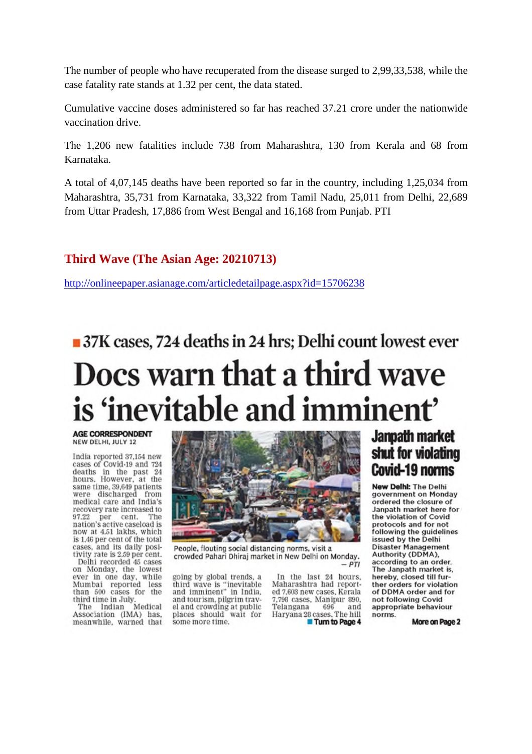The number of people who have recuperated from the disease surged to 2,99,33,538, while the case fatality rate stands at 1.32 per cent, the data stated.

Cumulative vaccine doses administered so far has reached 37.21 crore under the nationwide vaccination drive.

The 1,206 new fatalities include 738 from Maharashtra, 130 from Kerala and 68 from Karnataka.

A total of 4,07,145 deaths have been reported so far in the country, including 1,25,034 from Maharashtra, 35,731 from Karnataka, 33,322 from Tamil Nadu, 25,011 from Delhi, 22,689 from Uttar Pradesh, 17,886 from West Bengal and 16,168 from Punjab. PTI

## Third Wave (The Asian Age: 20210713)

http://onlineepaper.asianage.com/articledetailpage.aspx?id=15706238

### 37K cases, 724 deaths in 24 hrs; Delhi count lowest ever

# Docs warn that a third wave is 'inevitable and imminent'

**AGE CORRESPONDENT**
NEW DELHI, JULY 12

India reported 37,154 new cases of Covid-19 and 724 deaths in the past 24 hours. However, at the same time, 39,649 patients were discharged from medical care and India's recovery rate increased to 97.22 per cent. The nation's active caseload is now at 4.51 lakhs, which is 1.46 per cent of the total cases, and its daily positivity rate is 2.59 per cent.

Delhi recorded 45 cases on Monday, the lowest ever in one day, while Mumbai reported less than 500 cases for the third time in July.

The Indian Medical Association (IMA) has, meanwhile, warned that going by global trends, a third wave is "inevitable and imminent" in India, and tourism, pilgrim travel and crowding at public places should wait for some more time.

In the last 24 hours, Maharashtra had reported 7,603 new cases, Kerala 7,798 cases, Manipur 890, Telangana 696 and Haryana 28 cases. The hill

**Turn to Page 4**

People, flouting social distancing norms, visit a crowded Pahari Dhiraj market in New Delhi on Monday. — PTI

### Janpath market shut for violating Covid-19 norms

**New Delhi:** The Delhi government on Monday ordered the closure of Janpath market here for the violation of Covid protocols and for not following the guidelines issued by the Delhi Disaster Management Authority (DDMA), according to an order. The Janpath market is, hereby, closed till further orders for violation of DDMA order and for not following Covid appropriate behaviour norms.

**More on Page 2**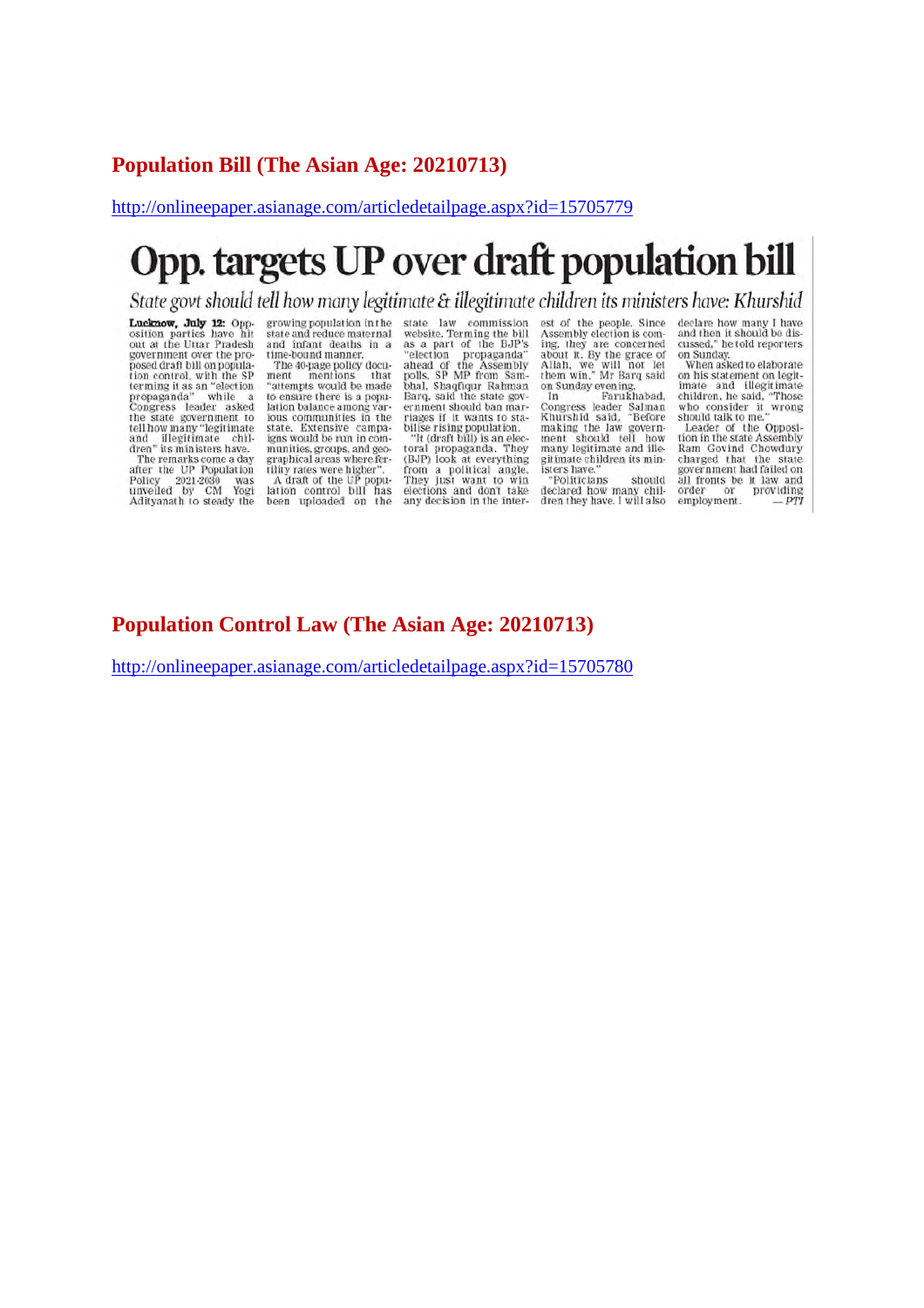## Population Bill (The Asian Age: 20210713)

http://onlineepaper.asianage.com/articledetailpage.aspx?id=15705779

# Opp. targets UP over draft population bill

*State govt should tell how many legitimate & illegitimate children its ministers have: Khurshid*

**Lucknow, July 12:** Opposition parties have hit out at the Uttar Pradesh government over the proposed draft bill on population control, with the SP terming it as an "election propaganda" while a Congress leader asked the state government to tell how many "legitimate and illegitimate children" its ministers have.

The remarks come a day after the UP Population Policy 2021-2030 was unveiled by CM Yogi Adityanath to steady the growing population in the state and reduce maternal and infant deaths in a time-bound manner.

The 40-page policy document mentions that "attempts would be made to ensure there is a population balance among various communities in the state. Extensive campaigns would be run in communities, groups, and geographical areas where fertility rates were higher".

A draft of the UP population control bill has been uploaded on the state law commission website. Terming the bill as a part of the BJP's "election propaganda" ahead of the Assembly polls, SP MP from Sambhal, Shafiqur Rahman Barq, said the state government should ban marriages if it wants to stabilise rising population.

"It (draft bill) is an electoral propaganda. They (BJP) look at everything from a political angle. They just want to win elections and don't take any decision in the interest of the people. Since Assembly election is coming, they are concerned about it. By the grace of Allah, we will not let them win," Mr Barq said on Sunday evening.

In Farukhabad, Congress leader Salman Khurshid said, "Before making the law government should tell how many legitimate and illegitimate children its ministers have."

"Politicians should declared how many children they have. I will also declare how many I have and then it should be discussed," he told reporters on Sunday.

When asked to elaborate on his statement on legitimate and illegitimate children, he said, "Those who consider it wrong should talk to me."

Leader of the Opposition in the state Assembly Ram Govind Chowdury charged that the state government had failed on all fronts be it law and order or providing employment. — *PTI*

## Population Control Law (The Asian Age: 20210713)

http://onlineepaper.asianage.com/articledetailpage.aspx?id=15705780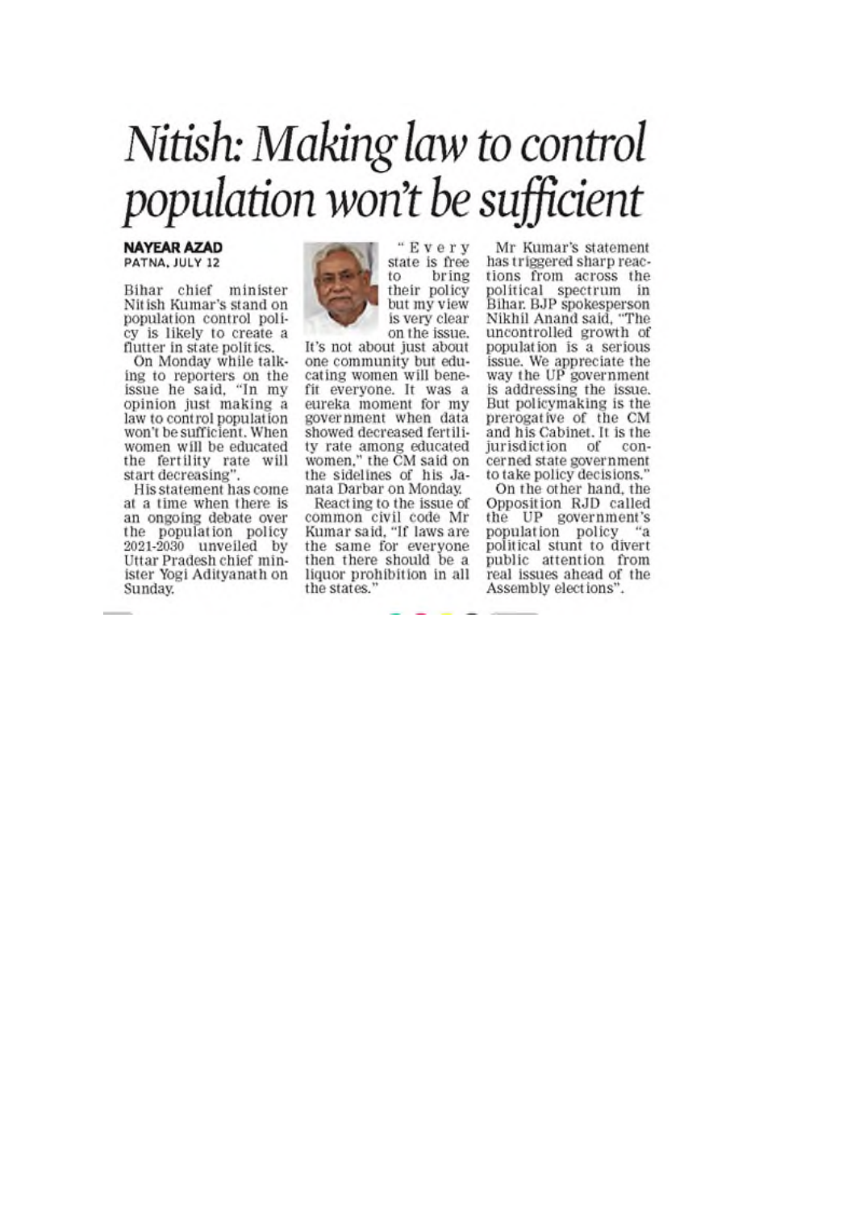# Nitish: Making law to control population won't be sufficient

**NAYEAR AZAD**
PATNA, JULY 12

Bihar chief minister Nitish Kumar's stand on population control policy is likely to create a flutter in state politics.

On Monday while talking to reporters on the issue he said, "In my opinion just making a law to control population won't be sufficient. When women will be educated the fertility rate will start decreasing".

His statement has come at a time when there is an ongoing debate over the population policy 2021-2030 unveiled by Uttar Pradesh chief minister Yogi Adityanath on Sunday.

"Every state is free to bring their policy but my view is very clear on the issue. It's not about just about one community but educating women will benefit everyone. It was a eureka moment for my government when data showed decreased fertility rate among educated women," the CM said on the sidelines of his Janata Darbar on Monday.

Reacting to the issue of common civil code Mr Kumar said, "If laws are the same for everyone then there should be a liquor prohibition in all the states."

Mr Kumar's statement has triggered sharp reactions from across the political spectrum in Bihar. BJP spokesperson Nikhil Anand said, "The uncontrolled growth of population is a serious issue. We appreciate the way the UP government is addressing the issue. But policymaking is the prerogative of the CM and his Cabinet. It is the jurisdiction of concerned state government to take policy decisions."

On the other hand, the Opposition RJD called the UP government's population policy "a political stunt to divert public attention from real issues ahead of the Assembly elections".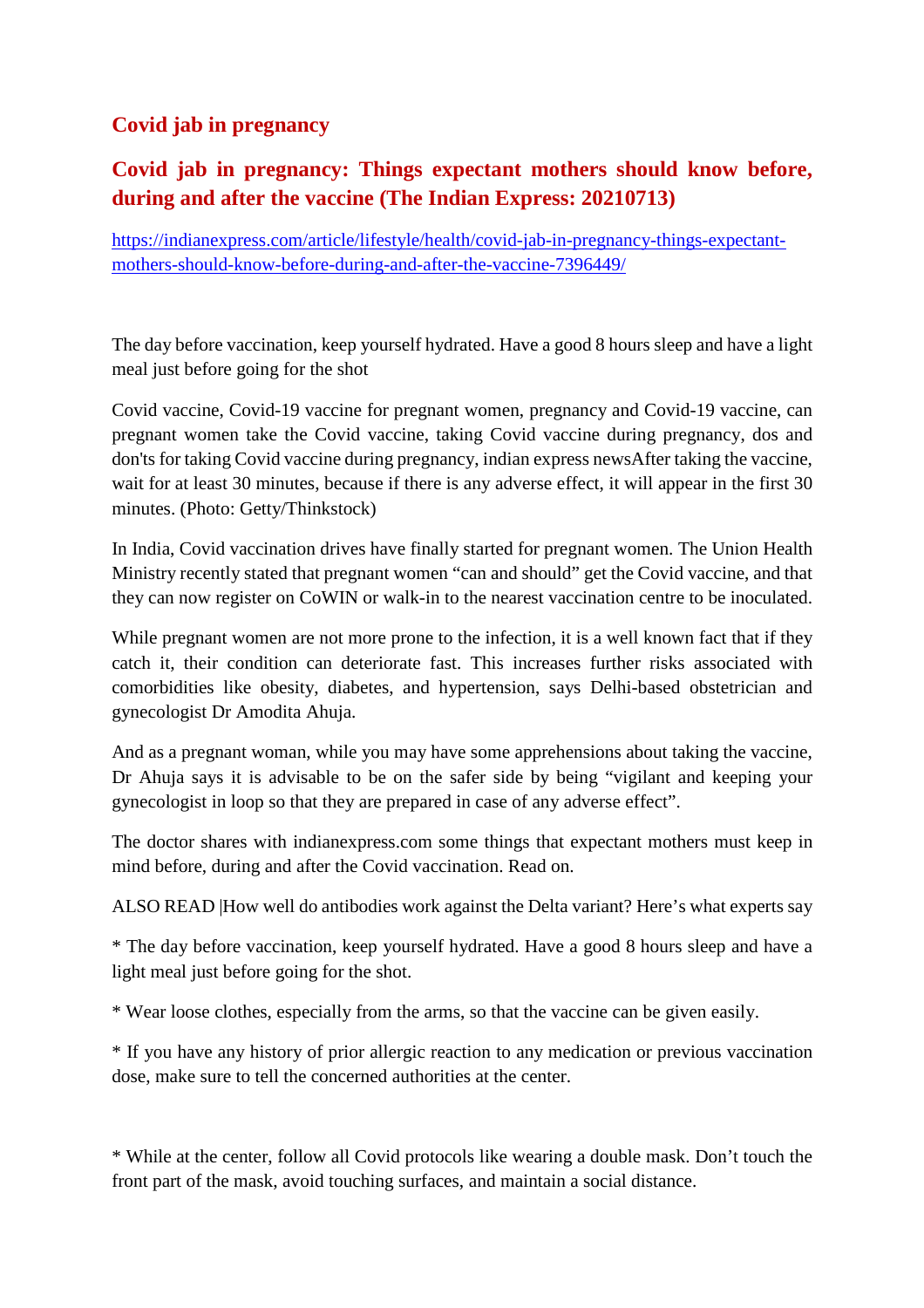## Covid jab in pregnancy

## Covid jab in pregnancy: Things expectant mothers should know before, during and after the vaccine (The Indian Express: 20210713)

https://indianexpress.com/article/lifestyle/health/covid-jab-in-pregnancy-things-expectant-mothers-should-know-before-during-and-after-the-vaccine-7396449/

The day before vaccination, keep yourself hydrated. Have a good 8 hours sleep and have a light meal just before going for the shot

Covid vaccine, Covid-19 vaccine for pregnant women, pregnancy and Covid-19 vaccine, can pregnant women take the Covid vaccine, taking Covid vaccine during pregnancy, dos and don'ts for taking Covid vaccine during pregnancy, indian express newsAfter taking the vaccine, wait for at least 30 minutes, because if there is any adverse effect, it will appear in the first 30 minutes. (Photo: Getty/Thinkstock)

In India, Covid vaccination drives have finally started for pregnant women. The Union Health Ministry recently stated that pregnant women "can and should" get the Covid vaccine, and that they can now register on CoWIN or walk-in to the nearest vaccination centre to be inoculated.

While pregnant women are not more prone to the infection, it is a well known fact that if they catch it, their condition can deteriorate fast. This increases further risks associated with comorbidities like obesity, diabetes, and hypertension, says Delhi-based obstetrician and gynecologist Dr Amodita Ahuja.

And as a pregnant woman, while you may have some apprehensions about taking the vaccine, Dr Ahuja says it is advisable to be on the safer side by being "vigilant and keeping your gynecologist in loop so that they are prepared in case of any adverse effect".

The doctor shares with indianexpress.com some things that expectant mothers must keep in mind before, during and after the Covid vaccination. Read on.

ALSO READ |How well do antibodies work against the Delta variant? Here's what experts say

* The day before vaccination, keep yourself hydrated. Have a good 8 hours sleep and have a light meal just before going for the shot.

* Wear loose clothes, especially from the arms, so that the vaccine can be given easily.

* If you have any history of prior allergic reaction to any medication or previous vaccination dose, make sure to tell the concerned authorities at the center.

* While at the center, follow all Covid protocols like wearing a double mask. Don't touch the front part of the mask, avoid touching surfaces, and maintain a social distance.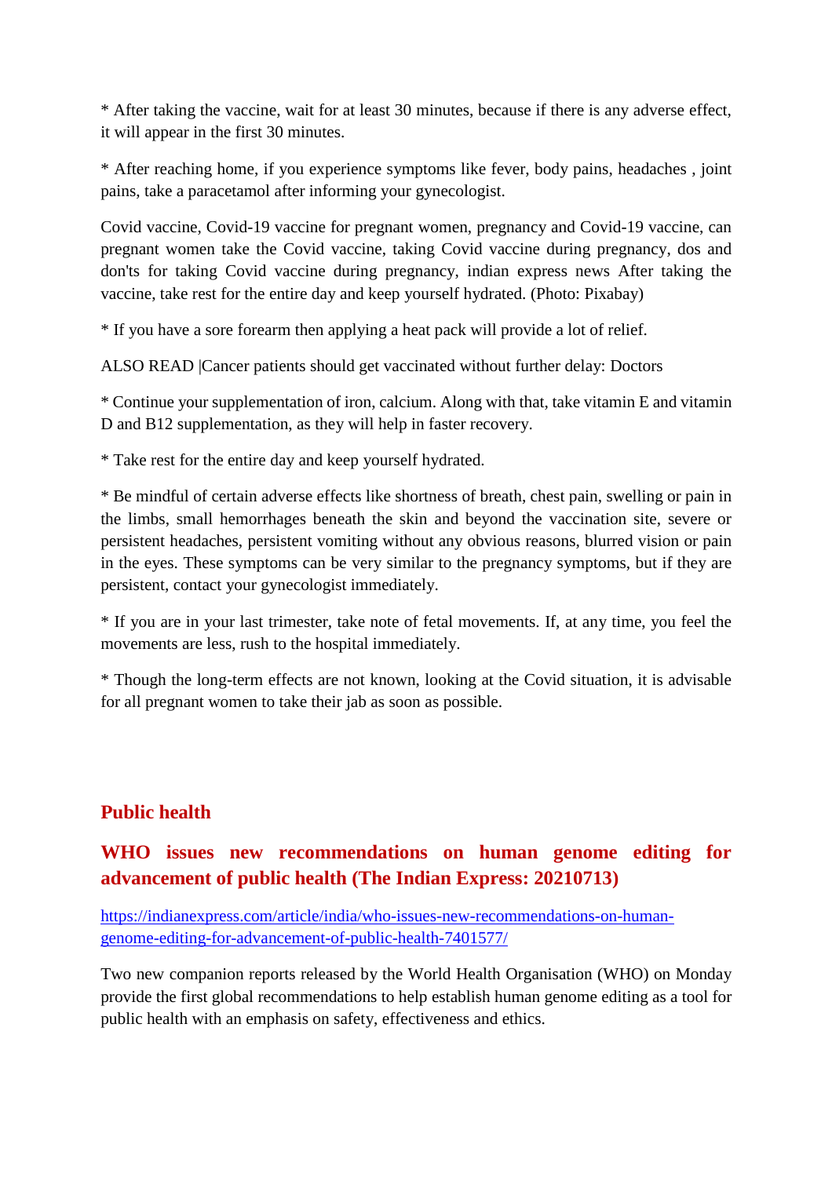* After taking the vaccine, wait for at least 30 minutes, because if there is any adverse effect, it will appear in the first 30 minutes.

* After reaching home, if you experience symptoms like fever, body pains, headaches , joint pains, take a paracetamol after informing your gynecologist.

Covid vaccine, Covid-19 vaccine for pregnant women, pregnancy and Covid-19 vaccine, can pregnant women take the Covid vaccine, taking Covid vaccine during pregnancy, dos and don't's for taking Covid vaccine during pregnancy, indian express news After taking the vaccine, take rest for the entire day and keep yourself hydrated. (Photo: Pixabay)

* If you have a sore forearm then applying a heat pack will provide a lot of relief.

ALSO READ |Cancer patients should get vaccinated without further delay: Doctors

* Continue your supplementation of iron, calcium. Along with that, take vitamin E and vitamin D and B12 supplementation, as they will help in faster recovery.

* Take rest for the entire day and keep yourself hydrated.

* Be mindful of certain adverse effects like shortness of breath, chest pain, swelling or pain in the limbs, small hemorrhages beneath the skin and beyond the vaccination site, severe or persistent headaches, persistent vomiting without any obvious reasons, blurred vision or pain in the eyes. These symptoms can be very similar to the pregnancy symptoms, but if they are persistent, contact your gynecologist immediately.

* If you are in your last trimester, take note of fetal movements. If, at any time, you feel the movements are less, rush to the hospital immediately.

* Though the long-term effects are not known, looking at the Covid situation, it is advisable for all pregnant women to take their jab as soon as possible.

## Public health

## WHO issues new recommendations on human genome editing for advancement of public health (The Indian Express: 20210713)

https://indianexpress.com/article/india/who-issues-new-recommendations-on-human-genome-editing-for-advancement-of-public-health-7401577/

Two new companion reports released by the World Health Organisation (WHO) on Monday provide the first global recommendations to help establish human genome editing as a tool for public health with an emphasis on safety, effectiveness and ethics.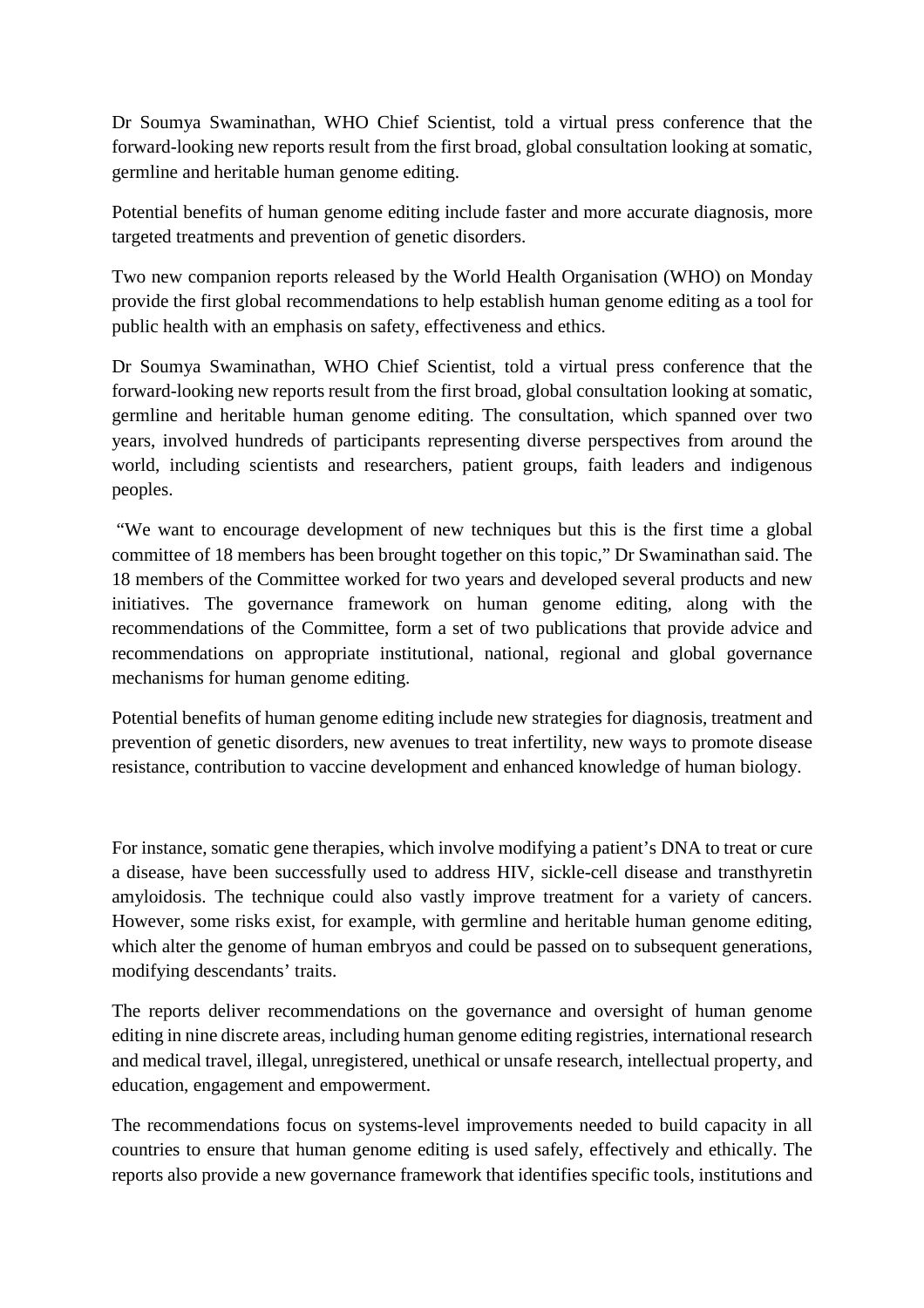Dr Soumya Swaminathan, WHO Chief Scientist, told a virtual press conference that the forward-looking new reports result from the first broad, global consultation looking at somatic, germline and heritable human genome editing.

Potential benefits of human genome editing include faster and more accurate diagnosis, more targeted treatments and prevention of genetic disorders.

Two new companion reports released by the World Health Organisation (WHO) on Monday provide the first global recommendations to help establish human genome editing as a tool for public health with an emphasis on safety, effectiveness and ethics.

Dr Soumya Swaminathan, WHO Chief Scientist, told a virtual press conference that the forward-looking new reports result from the first broad, global consultation looking at somatic, germline and heritable human genome editing. The consultation, which spanned over two years, involved hundreds of participants representing diverse perspectives from around the world, including scientists and researchers, patient groups, faith leaders and indigenous peoples.

"We want to encourage development of new techniques but this is the first time a global committee of 18 members has been brought together on this topic," Dr Swaminathan said. The 18 members of the Committee worked for two years and developed several products and new initiatives. The governance framework on human genome editing, along with the recommendations of the Committee, form a set of two publications that provide advice and recommendations on appropriate institutional, national, regional and global governance mechanisms for human genome editing.

Potential benefits of human genome editing include new strategies for diagnosis, treatment and prevention of genetic disorders, new avenues to treat infertility, new ways to promote disease resistance, contribution to vaccine development and enhanced knowledge of human biology.

For instance, somatic gene therapies, which involve modifying a patient's DNA to treat or cure a disease, have been successfully used to address HIV, sickle-cell disease and transthyretin amyloidosis. The technique could also vastly improve treatment for a variety of cancers. However, some risks exist, for example, with germline and heritable human genome editing, which alter the genome of human embryos and could be passed on to subsequent generations, modifying descendants' traits.

The reports deliver recommendations on the governance and oversight of human genome editing in nine discrete areas, including human genome editing registries, international research and medical travel, illegal, unregistered, unethical or unsafe research, intellectual property, and education, engagement and empowerment.

The recommendations focus on systems-level improvements needed to build capacity in all countries to ensure that human genome editing is used safely, effectively and ethically. The reports also provide a new governance framework that identifies specific tools, institutions and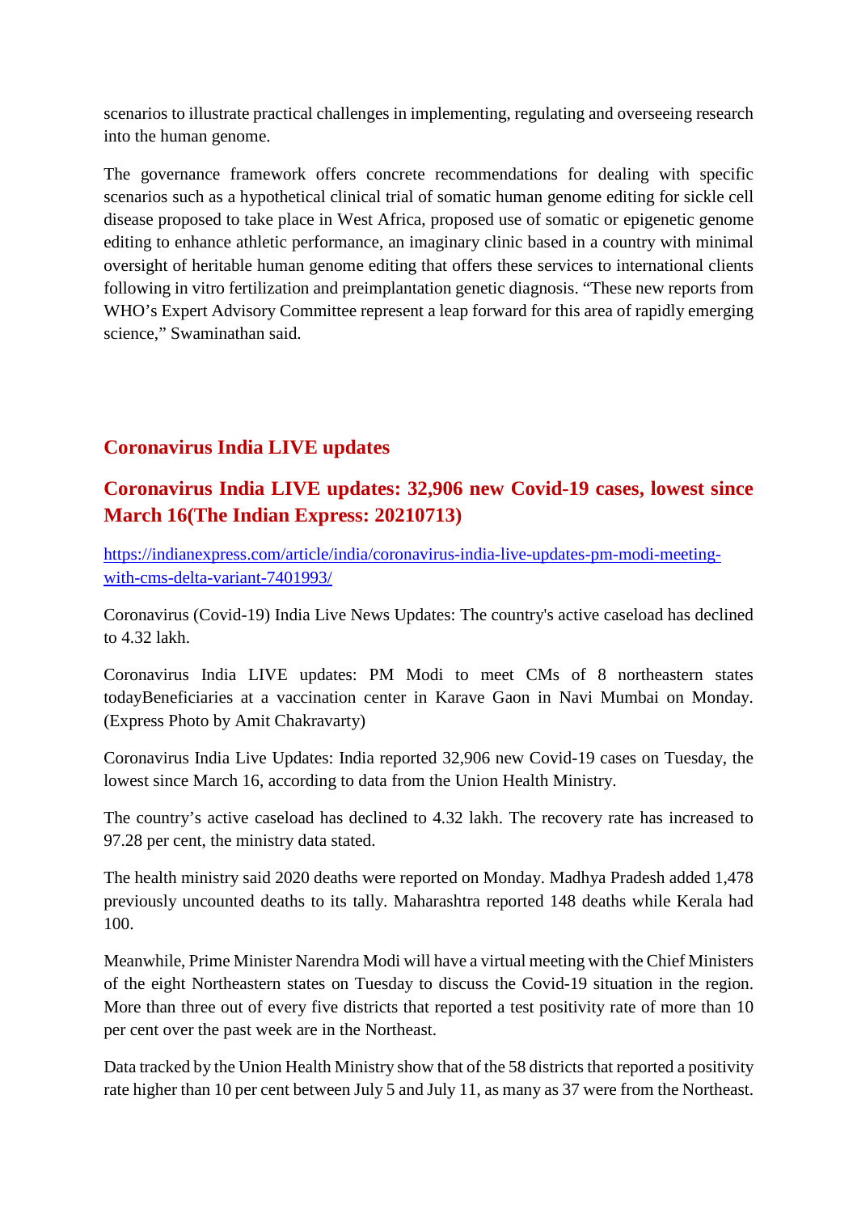scenarios to illustrate practical challenges in implementing, regulating and overseeing research into the human genome.

The governance framework offers concrete recommendations for dealing with specific scenarios such as a hypothetical clinical trial of somatic human genome editing for sickle cell disease proposed to take place in West Africa, proposed use of somatic or epigenetic genome editing to enhance athletic performance, an imaginary clinic based in a country with minimal oversight of heritable human genome editing that offers these services to international clients following in vitro fertilization and preimplantation genetic diagnosis. “These new reports from WHO’s Expert Advisory Committee represent a leap forward for this area of rapidly emerging science,” Swaminathan said.

## Coronavirus India LIVE updates

### Coronavirus India LIVE updates: 32,906 new Covid-19 cases, lowest since March 16(The Indian Express: 20210713)

https://indianexpress.com/article/india/coronavirus-india-live-updates-pm-modi-meeting-with-cms-delta-variant-7401993/

Coronavirus (Covid-19) India Live News Updates: The country's active caseload has declined to 4.32 lakh.

Coronavirus India LIVE updates: PM Modi to meet CMs of 8 northeastern states todayBeneficiaries at a vaccination center in Karave Gaon in Navi Mumbai on Monday. (Express Photo by Amit Chakravarty)

Coronavirus India Live Updates: India reported 32,906 new Covid-19 cases on Tuesday, the lowest since March 16, according to data from the Union Health Ministry.

The country’s active caseload has declined to 4.32 lakh. The recovery rate has increased to 97.28 per cent, the ministry data stated.

The health ministry said 2020 deaths were reported on Monday. Madhya Pradesh added 1,478 previously uncounted deaths to its tally. Maharashtra reported 148 deaths while Kerala had 100.

Meanwhile, Prime Minister Narendra Modi will have a virtual meeting with the Chief Ministers of the eight Northeastern states on Tuesday to discuss the Covid-19 situation in the region. More than three out of every five districts that reported a test positivity rate of more than 10 per cent over the past week are in the Northeast.

Data tracked by the Union Health Ministry show that of the 58 districts that reported a positivity rate higher than 10 per cent between July 5 and July 11, as many as 37 were from the Northeast.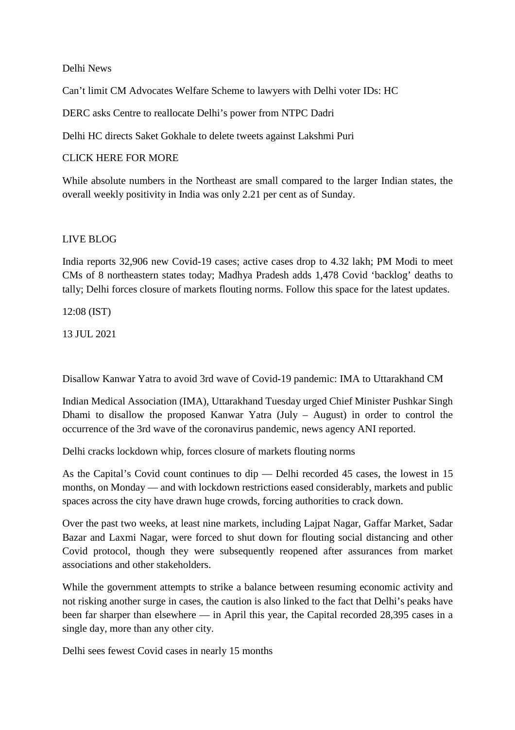Delhi News

Can't limit CM Advocates Welfare Scheme to lawyers with Delhi voter IDs: HC

DERC asks Centre to reallocate Delhi's power from NTPC Dadri

Delhi HC directs Saket Gokhale to delete tweets against Lakshmi Puri

CLICK HERE FOR MORE

While absolute numbers in the Northeast are small compared to the larger Indian states, the overall weekly positivity in India was only 2.21 per cent as of Sunday.

LIVE BLOG

India reports 32,906 new Covid-19 cases; active cases drop to 4.32 lakh; PM Modi to meet CMs of 8 northeastern states today; Madhya Pradesh adds 1,478 Covid 'backlog' deaths to tally; Delhi forces closure of markets flouting norms. Follow this space for the latest updates.

12:08 (IST)

13 JUL 2021

Disallow Kanwar Yatra to avoid 3rd wave of Covid-19 pandemic: IMA to Uttarakhand CM

Indian Medical Association (IMA), Uttarakhand Tuesday urged Chief Minister Pushkar Singh Dhami to disallow the proposed Kanwar Yatra (July – August) in order to control the occurrence of the 3rd wave of the coronavirus pandemic, news agency ANI reported.

Delhi cracks lockdown whip, forces closure of markets flouting norms

As the Capital's Covid count continues to dip — Delhi recorded 45 cases, the lowest in 15 months, on Monday — and with lockdown restrictions eased considerably, markets and public spaces across the city have drawn huge crowds, forcing authorities to crack down.

Over the past two weeks, at least nine markets, including Lajpat Nagar, Gaffar Market, Sadar Bazar and Laxmi Nagar, were forced to shut down for flouting social distancing and other Covid protocol, though they were subsequently reopened after assurances from market associations and other stakeholders.

While the government attempts to strike a balance between resuming economic activity and not risking another surge in cases, the caution is also linked to the fact that Delhi's peaks have been far sharper than elsewhere — in April this year, the Capital recorded 28,395 cases in a single day, more than any other city.

Delhi sees fewest Covid cases in nearly 15 months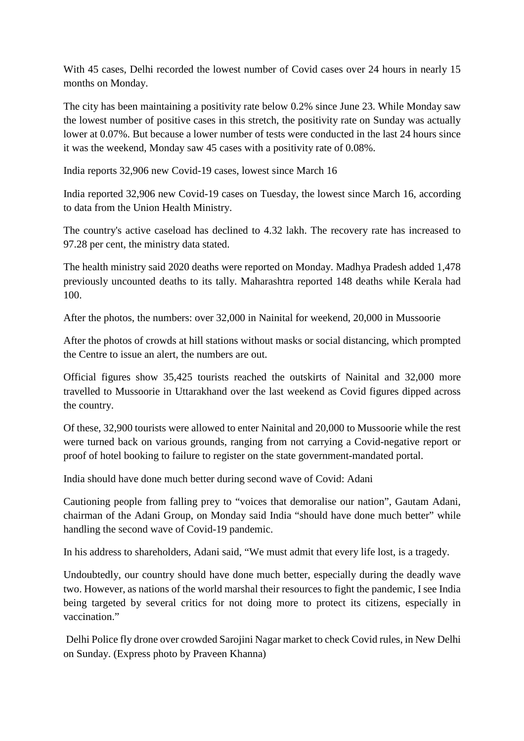With 45 cases, Delhi recorded the lowest number of Covid cases over 24 hours in nearly 15 months on Monday.

The city has been maintaining a positivity rate below 0.2% since June 23. While Monday saw the lowest number of positive cases in this stretch, the positivity rate on Sunday was actually lower at 0.07%. But because a lower number of tests were conducted in the last 24 hours since it was the weekend, Monday saw 45 cases with a positivity rate of 0.08%.

India reports 32,906 new Covid-19 cases, lowest since March 16

India reported 32,906 new Covid-19 cases on Tuesday, the lowest since March 16, according to data from the Union Health Ministry.

The country's active caseload has declined to 4.32 lakh. The recovery rate has increased to 97.28 per cent, the ministry data stated.

The health ministry said 2020 deaths were reported on Monday. Madhya Pradesh added 1,478 previously uncounted deaths to its tally. Maharashtra reported 148 deaths while Kerala had 100.

After the photos, the numbers: over 32,000 in Nainital for weekend, 20,000 in Mussoorie

After the photos of crowds at hill stations without masks or social distancing, which prompted the Centre to issue an alert, the numbers are out.

Official figures show 35,425 tourists reached the outskirts of Nainital and 32,000 more travelled to Mussoorie in Uttarakhand over the last weekend as Covid figures dipped across the country.

Of these, 32,900 tourists were allowed to enter Nainital and 20,000 to Mussoorie while the rest were turned back on various grounds, ranging from not carrying a Covid-negative report or proof of hotel booking to failure to register on the state government-mandated portal.

India should have done much better during second wave of Covid: Adani

Cautioning people from falling prey to "voices that demoralise our nation", Gautam Adani, chairman of the Adani Group, on Monday said India "should have done much better" while handling the second wave of Covid-19 pandemic.

In his address to shareholders, Adani said, "We must admit that every life lost, is a tragedy.

Undoubtedly, our country should have done much better, especially during the deadly wave two. However, as nations of the world marshal their resources to fight the pandemic, I see India being targeted by several critics for not doing more to protect its citizens, especially in vaccination."

Delhi Police fly drone over crowded Sarojini Nagar market to check Covid rules, in New Delhi on Sunday. (Express photo by Praveen Khanna)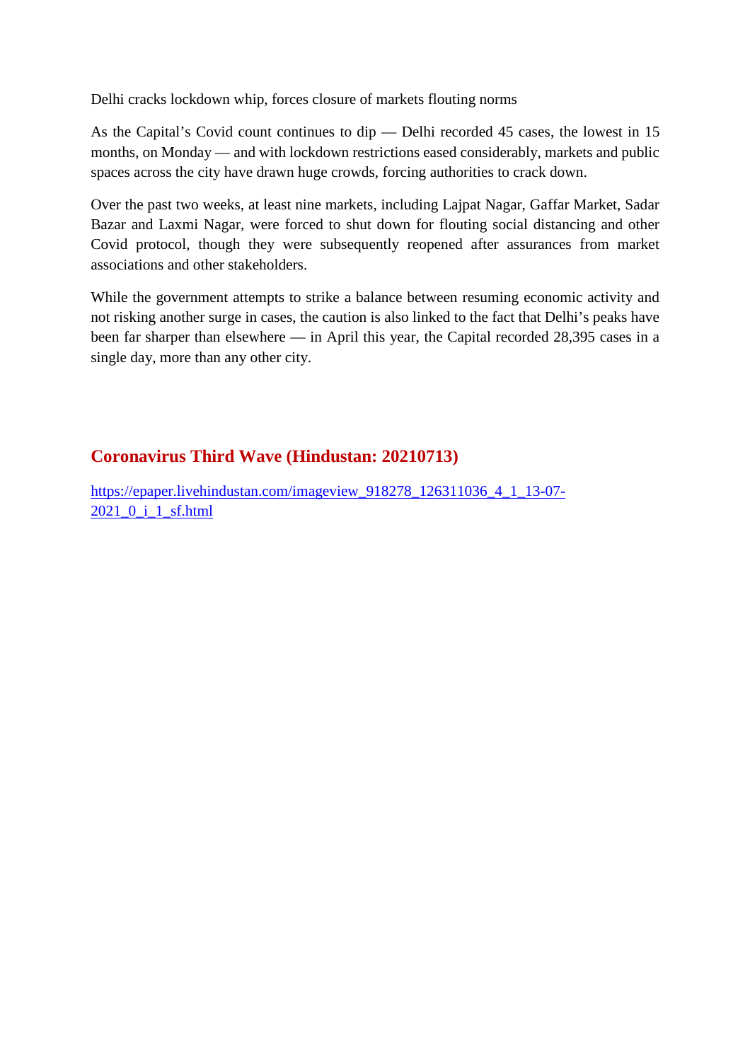Delhi cracks lockdown whip, forces closure of markets flouting norms

As the Capital's Covid count continues to dip — Delhi recorded 45 cases, the lowest in 15 months, on Monday — and with lockdown restrictions eased considerably, markets and public spaces across the city have drawn huge crowds, forcing authorities to crack down.

Over the past two weeks, at least nine markets, including Lajpat Nagar, Gaffar Market, Sadar Bazar and Laxmi Nagar, were forced to shut down for flouting social distancing and other Covid protocol, though they were subsequently reopened after assurances from market associations and other stakeholders.

While the government attempts to strike a balance between resuming economic activity and not risking another surge in cases, the caution is also linked to the fact that Delhi's peaks have been far sharper than elsewhere — in April this year, the Capital recorded 28,395 cases in a single day, more than any other city.

## Coronavirus Third Wave (Hindustan: 20210713)

[https://epaper.livehindustan.com/imageview_918278_126311036_4_1_13-07-2021_0_i_1_sf.html](https://epaper.livehindustan.com/imageview_918278_126311036_4_1_13-07-2021_0_i_1_sf.html)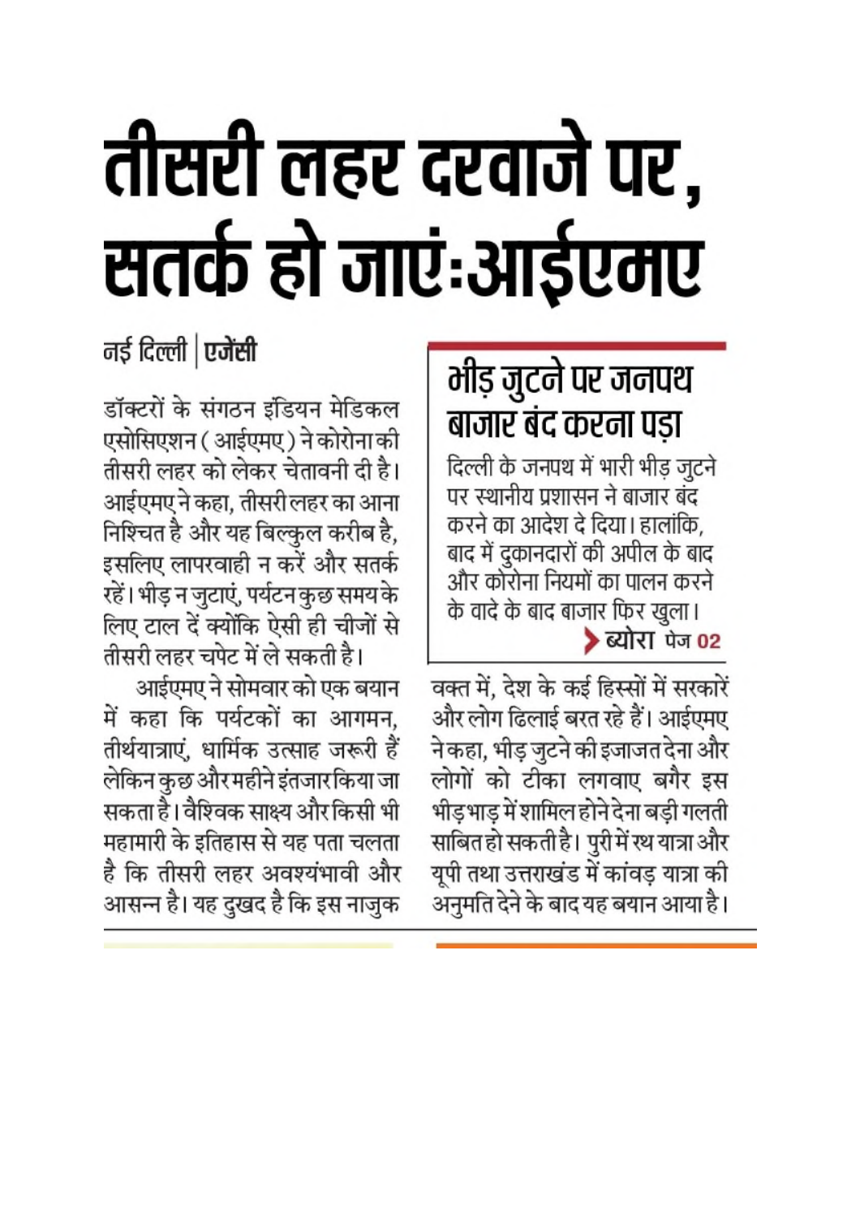# तीसरी लहर दरवाजे पर, सतर्क हो जाएं:आईएमए

**नई दिल्ली | एजेंसी**

डॉक्टरों के संगठन इंडियन मेडिकल एसोसिएशन (आईएमए) ने कोरोना की तीसरी लहर को लेकर चेतावनी दी है। आईएमए ने कहा, तीसरी लहर का आना निश्चित है और यह बिल्कुल करीब है, इसलिए लापरवाही न करें और सतर्क रहें। भीड़ न जुटाएं, पर्यटन कुछ समय के लिए टाल दें क्योंकि ऐसी ही चीजों से तीसरी लहर चपेट में ले सकती है।

आईएमए ने सोमवार को एक बयान में कहा कि पर्यटकों का आगमन, तीर्थयात्राएं, धार्मिक उत्साह जरूरी हैं लेकिन कुछ और महीने इंतजार किया जा सकता है। वैश्विक साक्ष्य और किसी भी महामारी के इतिहास से यह पता चलता है कि तीसरी लहर अवश्यंभावी और आसन्न है। यह दुखद है कि इस नाजुक वक्त में, देश के कई हिस्सों में सरकारें और लोग ढिलाई बरत रहे हैं। आईएमए ने कहा, भीड़ जुटने की इजाजत देना और लोगों को टीका लगवाए बगैर इस भीड़भाड़ में शामिल होने देना बड़ी गलती साबित हो सकती है। पुरी में रथ यात्रा और यूपी तथा उत्तराखंड में कांवड़ यात्रा की अनुमति देने के बाद यह बयान आया है।

## भीड़ जुटने पर जनपथ बाजार बंद करना पड़ा

दिल्ली के जनपथ में भारी भीड़ जुटने पर स्थानीय प्रशासन ने बाजार बंद करने का आदेश दे दिया। हालांकि, बाद में दुकानदारों की अपील के बाद और कोरोना नियमों का पालन करने के वादे के बाद बाजार फिर खुला।

**ब्योरा पेज 02**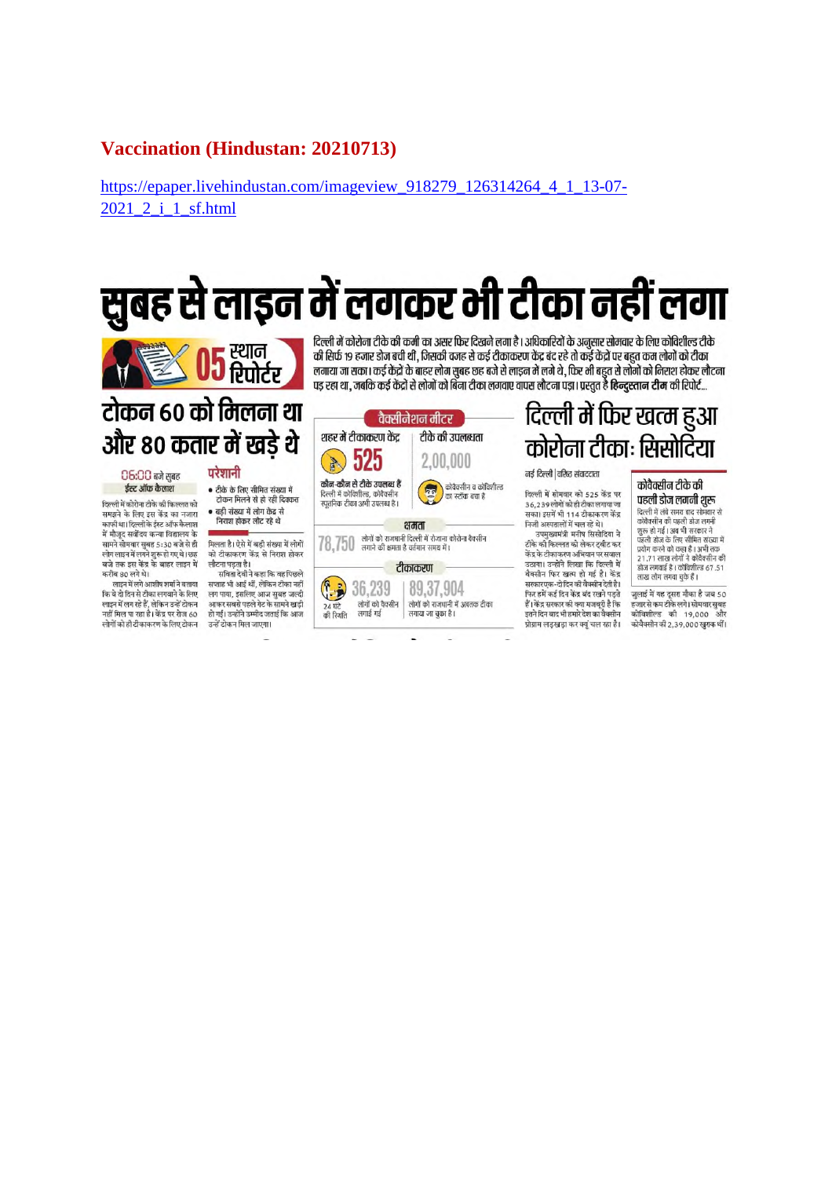## Vaccination (Hindustan: 20210713)

https://epaper.livehindustan.com/imageview_918279_126314264_4_1_13-07-2021_2_i_1_sf.html

# सुबह से लाइन में लगकर भी टीका नहीं लगा

05 स्थान रिपोर्टर

दिल्ली में कोरोना टीके की कमी का असर फिर दिखने लगा है। अधिकारियों के अनुसार सोमवार के लिए कोविशील्ड टीके की सिर्फ 19 हजार डोज बची थीं, जिसकी वजह से कई टीकाकरण केंद्र बंद रहे तो कई केंद्रों पर बहुत कम लोगों को टीका लगाया जा सका। कई केंद्रों के बाहर लोग सुबह छह बजे से लाइन में लगे थे, फिर भी बहुत से लोगों को निराश होकर लौटना पड़ रहा था, जबकि कई केंद्रों से लोगों को बिना टीका लगवाए वापस लौटना पड़ा। प्रस्तुत है **हिन्दुस्तान टीम** की रिपोर्ट...

## टोकन 60 को मिलना था और 80 कतार में खड़े थे

06:00 बजे सुबह

**ईस्ट ऑफ कैलाश**

दिल्ली में कोरोना टीके की किल्लत को समझने के लिए इस केंद्र का नजारा काफी था। दिल्ली के ईस्ट ऑफ कैलाश में मौजूद सर्वोदय कन्या विद्यालय के सामने सोमवार सुबह 5:30 बजे से ही लोग लाइन में लगने शुरू हो गए थे। छह बजे तक इस केंद्र के बाहर लाइन में करीब 80 लगे थे।

लाइन में लगे आशीष शर्मा ने बताया कि वे दो दिन से टीका लगवाने के लिए लाइन में लग रहे हैं, लेकिन उन्हें टोकन नहीं मिल पा रहा है। केंद्र पर रोज 60 लोगों को ही टीकाकरण के लिए टोकन मिलता है। ऐसे में बड़ी संख्या में लोगों को टीकाकरण केंद्र से निराश होकर लौटना पड़ता है।

सविता देवी ने कहा कि वह पिछले सप्ताह भी आई थीं, लेकिन टीका नहीं लग पाया, इसलिए आज सुबह जल्दी आकर सबसे पहले गेट के सामने खड़ी हो गईं। उन्होंने उम्मीद जताई कि आज उन्हें टोकन मिल जाएगा।

**परेशानी**

- टीके के लिए सीमित संख्या में टोकन मिलने से हो रही दिक्कत
- बड़ी संख्या में लोग केंद्र से निराश होकर लौट रहे थे

**वैक्सीनेशन मीटर**

शहर में टीकाकरण केंद्र: 525

टीके की उपलब्धता: 2,00,000

**कौन-कौन से टीके उपलब्ध हैं**
दिल्ली में कोविशील्ड, कोवैक्सीन स्पूतनिक टीका अभी उपलब्ध है।

कोवैक्सीन व कोविशील्ड का स्टॉक बचा है

**क्षमता**

78,750 लोगों को राजधानी दिल्ली में रोजाना कोरोना वैक्सीन लगाने की क्षमता है वर्तमान समय में।

**टीकाकरण**

36,239 — 24 घंटे की स्थिति — लोगों को वैक्सीन लगाई गई

89,37,904 — लोगों को राजधानी में अबतक टीका लगाया जा चुका है।

## दिल्ली में फिर खत्म हुआ कोरोना टीका: सिसोदिया

नई दिल्ली | वरिष्ठ संवाददाता

दिल्ली में सोमवार को 525 केंद्र पर 36,239 लोगों को ही टीका लगाया जा सका। इसमें भी 114 टीकाकरण केंद्र निजी अस्पतालों में चल रहे थे।

उपमुख्यमंत्री मनीष सिसोदिया ने टीके की किल्लत को लेकर ट्वीट कर केंद्र के टीकाकरण अभियान पर सवाल उठाया। उन्होंने लिखा कि दिल्ली में वैक्सीन फिर खत्म हो गई है। केंद्र सरकार एक-दो दिन की वैक्सीन देती है। फिर हमें कई दिन केंद्र बंद रखने पड़ते हैं। केंद्र सरकार की क्या मजबूरी है कि इतने दिन बाद भी हमारे देश का वैक्सीन प्रोग्राम लड़खड़ा कर क्यों चल रहा है।

### कोवैक्सीन टीके की पहली डोज लगनी शुरू

दिल्ली में लंबे समय बाद सोमवार से कोवैक्सीन की पहली डोज लगनी शुरू हो गई। अब भी सरकार ने पहली डोज के लिए सीमित संख्या में प्रयोग करने को कहा है। अभी तक 21.71 लाख लोगों ने कोवैक्सीन की डोज लगवाई है। कोविशील्ड 67.51 लाख लोग लगवा चुके हैं।

जुलाई में यह दूसरा मौका है जब 50 हजार से कम टीके लगे। सोमवार सुबह कोविशील्ड की 19,000 और कोवैक्सीन की 2,39,000 खुराक थीं।